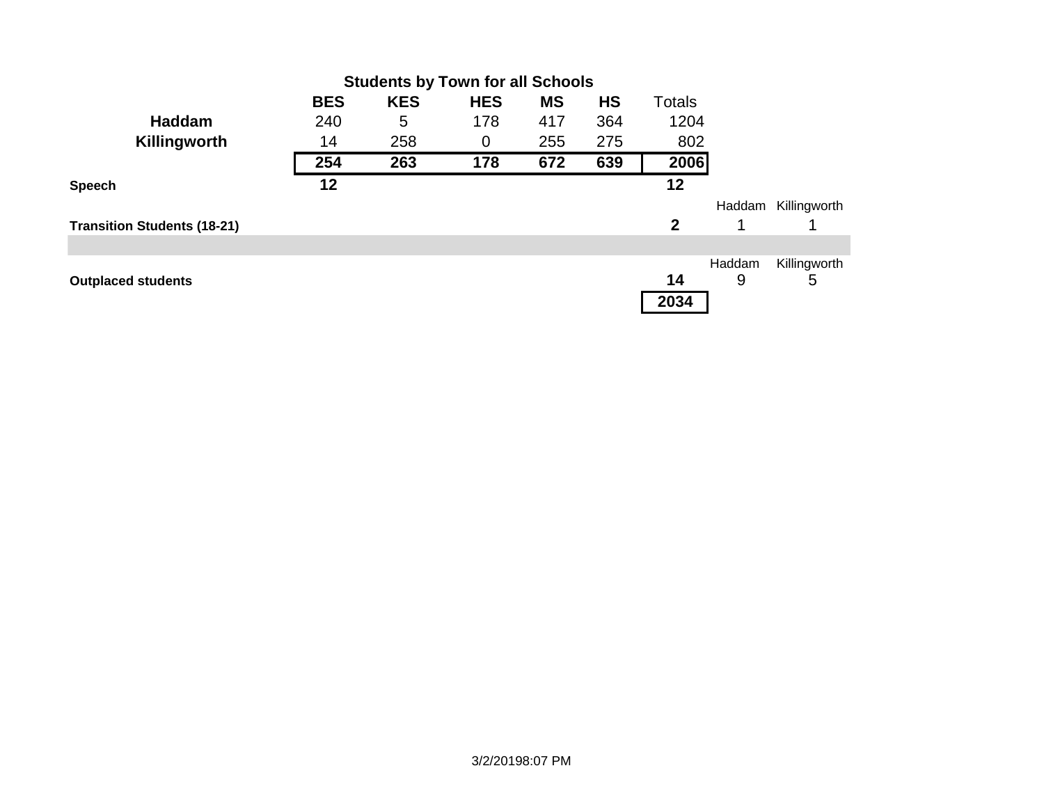## Students by Town for all Schools

| | BES | KES | HES | MS | HS | Totals | | |
|---|---|---|---|---|---|---|---|---|
| **Haddam** | 240 | 5 | 178 | 417 | 364 | 1204 | | |
| **Killingworth** | 14 | 258 | 0 | 255 | 275 | 802 | | |
| | **254** | **263** | **178** | **672** | **639** | **2006** | | |
| **Speech** | **12** | | | | | **12** | | |
| | | | | | | | Haddam | Killingworth |
| **Transition Students (18-21)** | | | | | | **2** | 1 | 1 |
| | | | | | | | | |
| | | | | | | | Haddam | Killingworth |
| **Outplaced students** | | | | | | **14** | 9 | 5 |
| | | | | | | **2034** | | |

3/2/20198:07 PM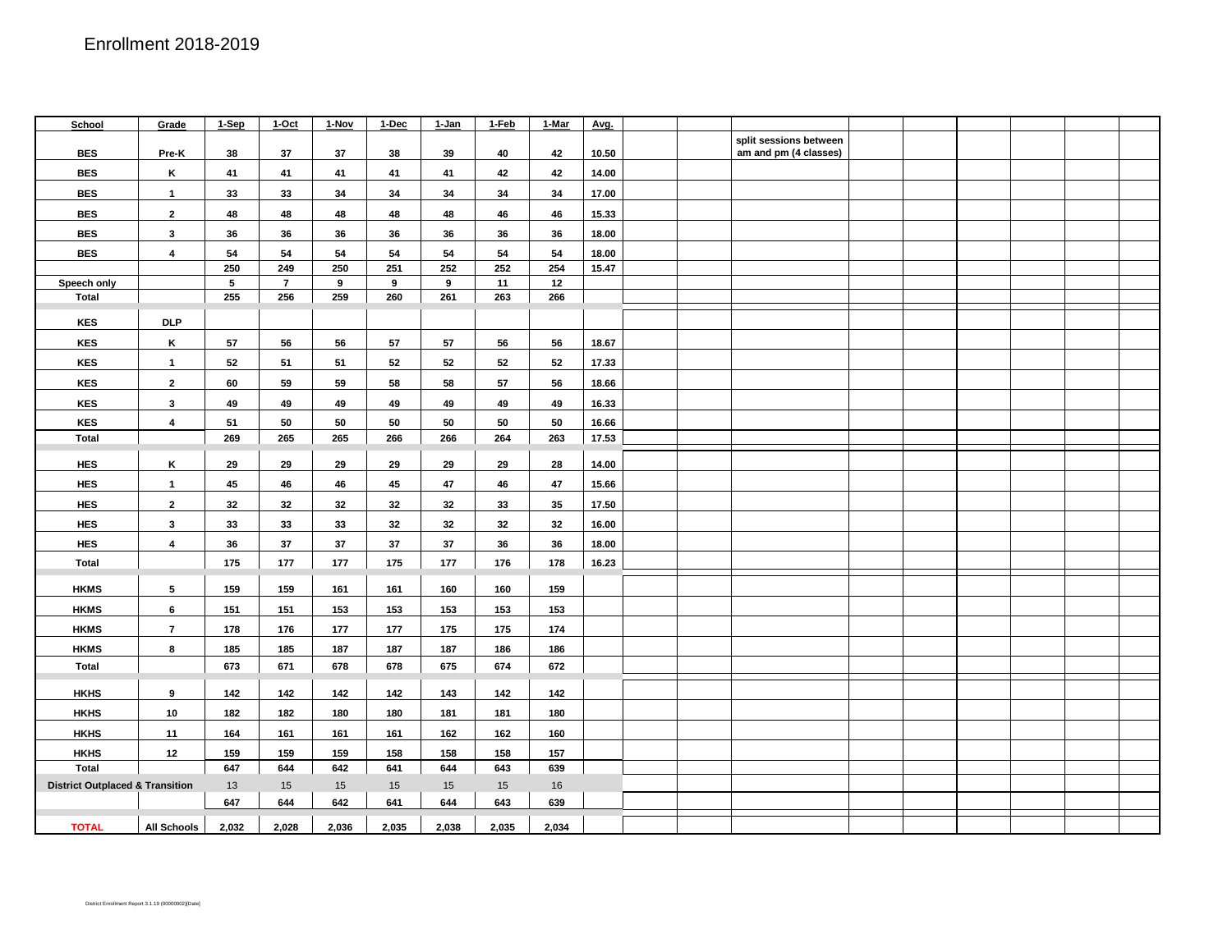# Enrollment 2018-2019

| School | Grade | 1-Sep | 1-Oct | 1-Nov | 1-Dec | 1-Jan | 1-Feb | 1-Mar | Avg. | | | | | | | | | |
|---|---|---|---|---|---|---|---|---|---|---|---|---|---|---|---|---|---|---|
| BES | Pre-K | 38 | 37 | 37 | 38 | 39 | 40 | 42 | 10.50 | | | split sessions between am and pm (4 classes) | | | | | | |
| BES | K | 41 | 41 | 41 | 41 | 41 | 42 | 42 | 14.00 | | | | | | | | | |
| BES | 1 | 33 | 33 | 34 | 34 | 34 | 34 | 34 | 17.00 | | | | | | | | | |
| BES | 2 | 48 | 48 | 48 | 48 | 48 | 46 | 46 | 15.33 | | | | | | | | | |
| BES | 3 | 36 | 36 | 36 | 36 | 36 | 36 | 36 | 18.00 | | | | | | | | | |
| BES | 4 | 54 | 54 | 54 | 54 | 54 | 54 | 54 | 18.00 | | | | | | | | | |
| | | 250 | 249 | 250 | 251 | 252 | 252 | 254 | 15.47 | | | | | | | | | |
| Speech only | | 5 | 7 | 9 | 9 | 9 | 11 | 12 | | | | | | | | | | |
| Total | | 255 | 256 | 259 | 260 | 261 | 263 | 266 | | | | | | | | | | |
| KES | DLP | | | | | | | | | | | | | | | | | |
| KES | K | 57 | 56 | 56 | 57 | 57 | 56 | 56 | 18.67 | | | | | | | | | |
| KES | 1 | 52 | 51 | 51 | 52 | 52 | 52 | 52 | 17.33 | | | | | | | | | |
| KES | 2 | 60 | 59 | 59 | 58 | 58 | 57 | 56 | 18.66 | | | | | | | | | |
| KES | 3 | 49 | 49 | 49 | 49 | 49 | 49 | 49 | 16.33 | | | | | | | | | |
| KES | 4 | 51 | 50 | 50 | 50 | 50 | 50 | 50 | 16.66 | | | | | | | | | |
| Total | | 269 | 265 | 265 | 266 | 266 | 264 | 263 | 17.53 | | | | | | | | | |
| HES | K | 29 | 29 | 29 | 29 | 29 | 29 | 28 | 14.00 | | | | | | | | | |
| HES | 1 | 45 | 46 | 46 | 45 | 47 | 46 | 47 | 15.66 | | | | | | | | | |
| HES | 2 | 32 | 32 | 32 | 32 | 32 | 33 | 35 | 17.50 | | | | | | | | | |
| HES | 3 | 33 | 33 | 33 | 32 | 32 | 32 | 32 | 16.00 | | | | | | | | | |
| HES | 4 | 36 | 37 | 37 | 37 | 37 | 36 | 36 | 18.00 | | | | | | | | | |
| Total | | 175 | 177 | 177 | 175 | 177 | 176 | 178 | 16.23 | | | | | | | | | |
| HKMS | 5 | 159 | 159 | 161 | 161 | 160 | 160 | 159 | | | | | | | | | | |
| HKMS | 6 | 151 | 151 | 153 | 153 | 153 | 153 | 153 | | | | | | | | | | |
| HKMS | 7 | 178 | 176 | 177 | 177 | 175 | 175 | 174 | | | | | | | | | | |
| HKMS | 8 | 185 | 185 | 187 | 187 | 187 | 186 | 186 | | | | | | | | | | |
| Total | | 673 | 671 | 678 | 678 | 675 | 674 | 672 | | | | | | | | | | |
| HKHS | 9 | 142 | 142 | 142 | 142 | 143 | 142 | 142 | | | | | | | | | | |
| HKHS | 10 | 182 | 182 | 180 | 180 | 181 | 181 | 180 | | | | | | | | | | |
| HKHS | 11 | 164 | 161 | 161 | 161 | 162 | 162 | 160 | | | | | | | | | | |
| HKHS | 12 | 159 | 159 | 159 | 158 | 158 | 158 | 157 | | | | | | | | | | |
| Total | | 647 | 644 | 642 | 641 | 644 | 643 | 639 | | | | | | | | | | |
| District Outplaced & Transition | | 13 | 15 | 15 | 15 | 15 | 15 | 16 | | | | | | | | | | |
| | | 647 | 644 | 642 | 641 | 644 | 643 | 639 | | | | | | | | | | |
| TOTAL | All Schools | 2,032 | 2,028 | 2,036 | 2,035 | 2,038 | 2,035 | 2,034 | | | | | | | | | | |

District Enrollment Report 3.1.19 (00000002)[Date]